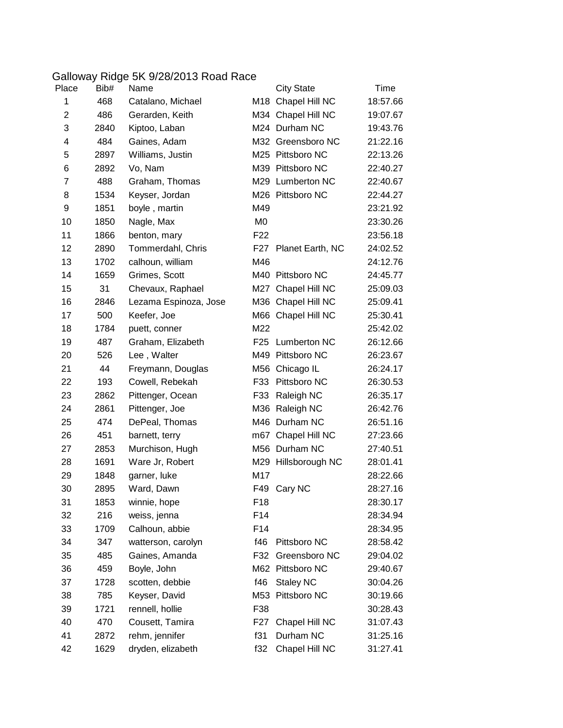# Galloway Ridge 5K 9/28/2013 Road Race

| Place | Bib# | Name | | City State | Time |
|---|---|---|---|---|---|
| 1 | 468 | Catalano, Michael | M18 | Chapel Hill NC | 18:57.66 |
| 2 | 486 | Gerarden, Keith | M34 | Chapel Hill NC | 19:07.67 |
| 3 | 2840 | Kiptoo, Laban | M24 | Durham NC | 19:43.76 |
| 4 | 484 | Gaines, Adam | M32 | Greensboro NC | 21:22.16 |
| 5 | 2897 | Williams, Justin | M25 | Pittsboro NC | 22:13.26 |
| 6 | 2892 | Vo, Nam | M39 | Pittsboro NC | 22:40.27 |
| 7 | 488 | Graham, Thomas | M29 | Lumberton NC | 22:40.67 |
| 8 | 1534 | Keyser, Jordan | M26 | Pittsboro NC | 22:44.27 |
| 9 | 1851 | boyle , martin | M49 | | 23:21.92 |
| 10 | 1850 | Nagle, Max | M0 | | 23:30.26 |
| 11 | 1866 | benton, mary | F22 | | 23:56.18 |
| 12 | 2890 | Tommerdahl, Chris | F27 | Planet Earth, NC | 24:02.52 |
| 13 | 1702 | calhoun, william | M46 | | 24:12.76 |
| 14 | 1659 | Grimes, Scott | M40 | Pittsboro NC | 24:45.77 |
| 15 | 31 | Chevaux, Raphael | M27 | Chapel Hill NC | 25:09.03 |
| 16 | 2846 | Lezama Espinoza, Jose | M36 | Chapel Hill NC | 25:09.41 |
| 17 | 500 | Keefer, Joe | M66 | Chapel Hill NC | 25:30.41 |
| 18 | 1784 | puett, conner | M22 | | 25:42.02 |
| 19 | 487 | Graham, Elizabeth | F25 | Lumberton NC | 26:12.66 |
| 20 | 526 | Lee , Walter | M49 | Pittsboro NC | 26:23.67 |
| 21 | 44 | Freymann, Douglas | M56 | Chicago IL | 26:24.17 |
| 22 | 193 | Cowell, Rebekah | F33 | Pittsboro NC | 26:30.53 |
| 23 | 2862 | Pittenger, Ocean | F33 | Raleigh NC | 26:35.17 |
| 24 | 2861 | Pittenger, Joe | M36 | Raleigh NC | 26:42.76 |
| 25 | 474 | DePeal, Thomas | M46 | Durham NC | 26:51.16 |
| 26 | 451 | barnett, terry | m67 | Chapel Hill NC | 27:23.66 |
| 27 | 2853 | Murchison, Hugh | M56 | Durham NC | 27:40.51 |
| 28 | 1691 | Ware Jr, Robert | M29 | Hillsborough NC | 28:01.41 |
| 29 | 1848 | garner, luke | M17 | | 28:22.66 |
| 30 | 2895 | Ward, Dawn | F49 | Cary NC | 28:27.16 |
| 31 | 1853 | winnie, hope | F18 | | 28:30.17 |
| 32 | 216 | weiss, jenna | F14 | | 28:34.94 |
| 33 | 1709 | Calhoun, abbie | F14 | | 28:34.95 |
| 34 | 347 | watterson, carolyn | f46 | Pittsboro NC | 28:58.42 |
| 35 | 485 | Gaines, Amanda | F32 | Greensboro NC | 29:04.02 |
| 36 | 459 | Boyle, John | M62 | Pittsboro NC | 29:40.67 |
| 37 | 1728 | scotten, debbie | f46 | Staley NC | 30:04.26 |
| 38 | 785 | Keyser, David | M53 | Pittsboro NC | 30:19.66 |
| 39 | 1721 | rennell, hollie | F38 | | 30:28.43 |
| 40 | 470 | Cousett, Tamira | F27 | Chapel Hill NC | 31:07.43 |
| 41 | 2872 | rehm, jennifer | f31 | Durham NC | 31:25.16 |
| 42 | 1629 | dryden, elizabeth | f32 | Chapel Hill NC | 31:27.41 |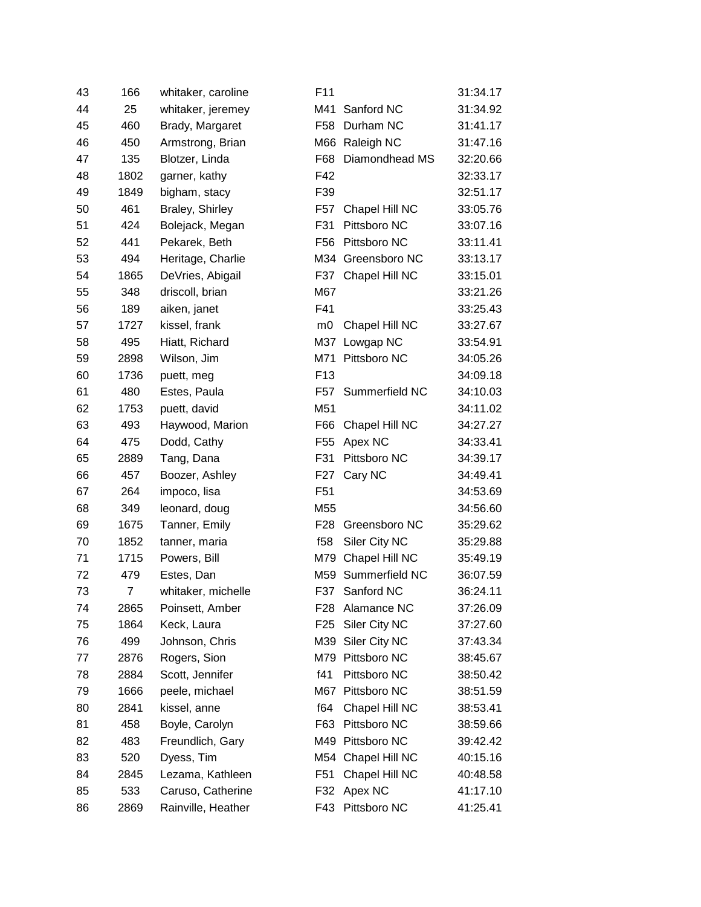| | | | | | |
|---|---|---|---|---|---|
| 43 | 166 | whitaker, caroline | F11 | | 31:34.17 |
| 44 | 25 | whitaker, jeremey | M41 | Sanford NC | 31:34.92 |
| 45 | 460 | Brady, Margaret | F58 | Durham NC | 31:41.17 |
| 46 | 450 | Armstrong, Brian | M66 | Raleigh NC | 31:47.16 |
| 47 | 135 | Blotzer, Linda | F68 | Diamondhead MS | 32:20.66 |
| 48 | 1802 | garner, kathy | F42 | | 32:33.17 |
| 49 | 1849 | bigham, stacy | F39 | | 32:51.17 |
| 50 | 461 | Braley, Shirley | F57 | Chapel Hill NC | 33:05.76 |
| 51 | 424 | Bolejack, Megan | F31 | Pittsboro NC | 33:07.16 |
| 52 | 441 | Pekarek, Beth | F56 | Pittsboro NC | 33:11.41 |
| 53 | 494 | Heritage, Charlie | M34 | Greensboro NC | 33:13.17 |
| 54 | 1865 | DeVries, Abigail | F37 | Chapel Hill NC | 33:15.01 |
| 55 | 348 | driscoll, brian | M67 | | 33:21.26 |
| 56 | 189 | aiken, janet | F41 | | 33:25.43 |
| 57 | 1727 | kissel, frank | m0 | Chapel Hill NC | 33:27.67 |
| 58 | 495 | Hiatt, Richard | M37 | Lowgap NC | 33:54.91 |
| 59 | 2898 | Wilson, Jim | M71 | Pittsboro NC | 34:05.26 |
| 60 | 1736 | puett, meg | F13 | | 34:09.18 |
| 61 | 480 | Estes, Paula | F57 | Summerfield NC | 34:10.03 |
| 62 | 1753 | puett, david | M51 | | 34:11.02 |
| 63 | 493 | Haywood, Marion | F66 | Chapel Hill NC | 34:27.27 |
| 64 | 475 | Dodd, Cathy | F55 | Apex NC | 34:33.41 |
| 65 | 2889 | Tang, Dana | F31 | Pittsboro NC | 34:39.17 |
| 66 | 457 | Boozer, Ashley | F27 | Cary NC | 34:49.41 |
| 67 | 264 | impoco, lisa | F51 | | 34:53.69 |
| 68 | 349 | leonard, doug | M55 | | 34:56.60 |
| 69 | 1675 | Tanner, Emily | F28 | Greensboro NC | 35:29.62 |
| 70 | 1852 | tanner, maria | f58 | Siler City NC | 35:29.88 |
| 71 | 1715 | Powers, Bill | M79 | Chapel Hill NC | 35:49.19 |
| 72 | 479 | Estes, Dan | M59 | Summerfield NC | 36:07.59 |
| 73 | 7 | whitaker, michelle | F37 | Sanford NC | 36:24.11 |
| 74 | 2865 | Poinsett, Amber | F28 | Alamance NC | 37:26.09 |
| 75 | 1864 | Keck, Laura | F25 | Siler City NC | 37:27.60 |
| 76 | 499 | Johnson, Chris | M39 | Siler City NC | 37:43.34 |
| 77 | 2876 | Rogers, Sion | M79 | Pittsboro NC | 38:45.67 |
| 78 | 2884 | Scott, Jennifer | f41 | Pittsboro NC | 38:50.42 |
| 79 | 1666 | peele, michael | M67 | Pittsboro NC | 38:51.59 |
| 80 | 2841 | kissel, anne | f64 | Chapel Hill NC | 38:53.41 |
| 81 | 458 | Boyle, Carolyn | F63 | Pittsboro NC | 38:59.66 |
| 82 | 483 | Freundlich, Gary | M49 | Pittsboro NC | 39:42.42 |
| 83 | 520 | Dyess, Tim | M54 | Chapel Hill NC | 40:15.16 |
| 84 | 2845 | Lezama, Kathleen | F51 | Chapel Hill NC | 40:48.58 |
| 85 | 533 | Caruso, Catherine | F32 | Apex NC | 41:17.10 |
| 86 | 2869 | Rainville, Heather | F43 | Pittsboro NC | 41:25.41 |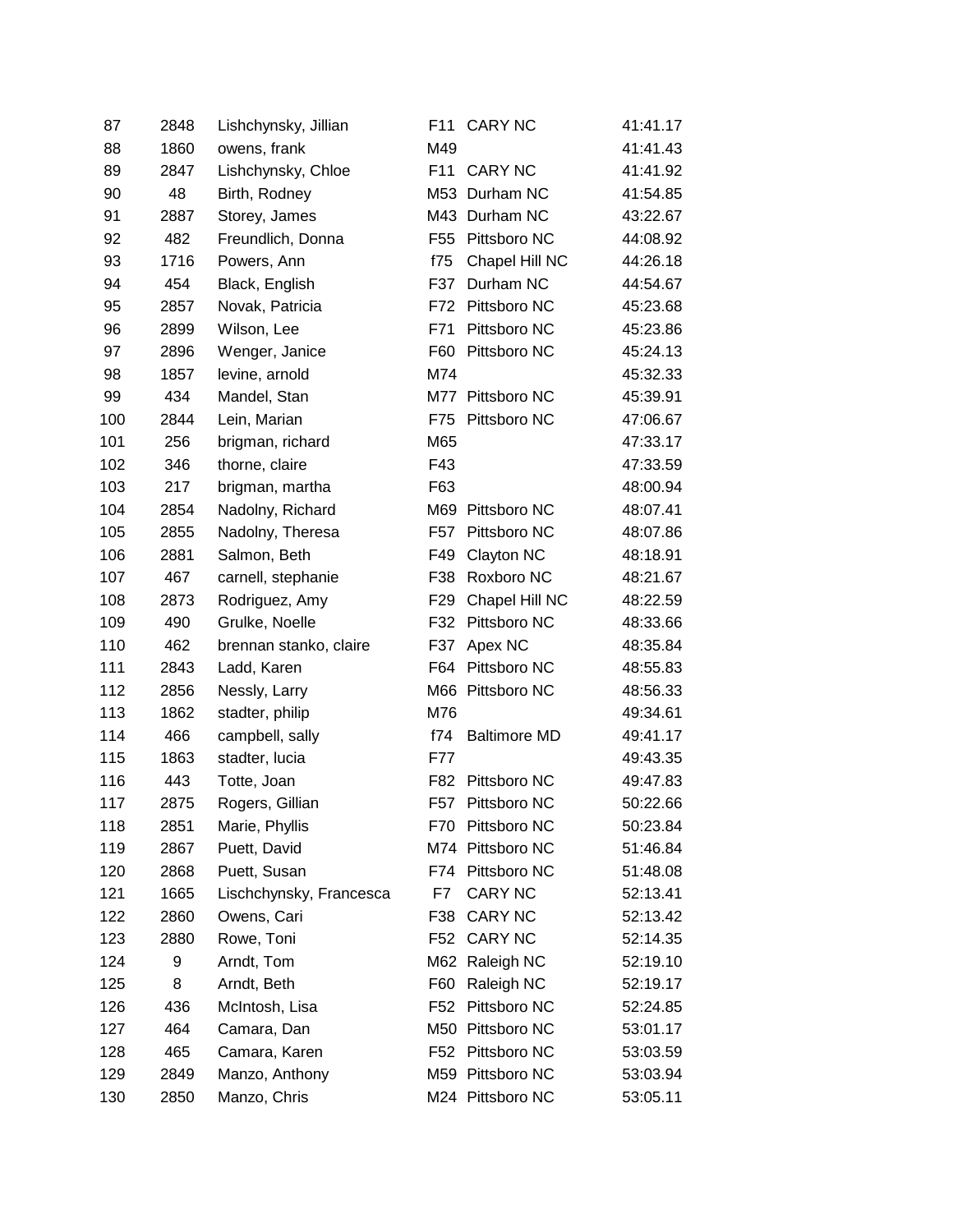| | | | | | |
|---|---|---|---|---|---|
| 87 | 2848 | Lishchynsky, Jillian | F11 | CARY NC | 41:41.17 |
| 88 | 1860 | owens, frank | M49 | | 41:41.43 |
| 89 | 2847 | Lishchynsky, Chloe | F11 | CARY NC | 41:41.92 |
| 90 | 48 | Birth, Rodney | M53 | Durham NC | 41:54.85 |
| 91 | 2887 | Storey, James | M43 | Durham NC | 43:22.67 |
| 92 | 482 | Freundlich, Donna | F55 | Pittsboro NC | 44:08.92 |
| 93 | 1716 | Powers, Ann | f75 | Chapel Hill NC | 44:26.18 |
| 94 | 454 | Black, English | F37 | Durham NC | 44:54.67 |
| 95 | 2857 | Novak, Patricia | F72 | Pittsboro NC | 45:23.68 |
| 96 | 2899 | Wilson, Lee | F71 | Pittsboro NC | 45:23.86 |
| 97 | 2896 | Wenger, Janice | F60 | Pittsboro NC | 45:24.13 |
| 98 | 1857 | levine, arnold | M74 | | 45:32.33 |
| 99 | 434 | Mandel, Stan | M77 | Pittsboro NC | 45:39.91 |
| 100 | 2844 | Lein, Marian | F75 | Pittsboro NC | 47:06.67 |
| 101 | 256 | brigman, richard | M65 | | 47:33.17 |
| 102 | 346 | thorne, claire | F43 | | 47:33.59 |
| 103 | 217 | brigman, martha | F63 | | 48:00.94 |
| 104 | 2854 | Nadolny, Richard | M69 | Pittsboro NC | 48:07.41 |
| 105 | 2855 | Nadolny, Theresa | F57 | Pittsboro NC | 48:07.86 |
| 106 | 2881 | Salmon, Beth | F49 | Clayton NC | 48:18.91 |
| 107 | 467 | carnell, stephanie | F38 | Roxboro NC | 48:21.67 |
| 108 | 2873 | Rodriguez, Amy | F29 | Chapel Hill NC | 48:22.59 |
| 109 | 490 | Grulke, Noelle | F32 | Pittsboro NC | 48:33.66 |
| 110 | 462 | brennan stanko, claire | F37 | Apex NC | 48:35.84 |
| 111 | 2843 | Ladd, Karen | F64 | Pittsboro NC | 48:55.83 |
| 112 | 2856 | Nessly, Larry | M66 | Pittsboro NC | 48:56.33 |
| 113 | 1862 | stadter, philip | M76 | | 49:34.61 |
| 114 | 466 | campbell, sally | f74 | Baltimore MD | 49:41.17 |
| 115 | 1863 | stadter, lucia | F77 | | 49:43.35 |
| 116 | 443 | Totte, Joan | F82 | Pittsboro NC | 49:47.83 |
| 117 | 2875 | Rogers, Gillian | F57 | Pittsboro NC | 50:22.66 |
| 118 | 2851 | Marie, Phyllis | F70 | Pittsboro NC | 50:23.84 |
| 119 | 2867 | Puett, David | M74 | Pittsboro NC | 51:46.84 |
| 120 | 2868 | Puett, Susan | F74 | Pittsboro NC | 51:48.08 |
| 121 | 1665 | Lischchynsky, Francesca | F7 | CARY NC | 52:13.41 |
| 122 | 2860 | Owens, Cari | F38 | CARY NC | 52:13.42 |
| 123 | 2880 | Rowe, Toni | F52 | CARY NC | 52:14.35 |
| 124 | 9 | Arndt, Tom | M62 | Raleigh NC | 52:19.10 |
| 125 | 8 | Arndt, Beth | F60 | Raleigh NC | 52:19.17 |
| 126 | 436 | McIntosh, Lisa | F52 | Pittsboro NC | 52:24.85 |
| 127 | 464 | Camara, Dan | M50 | Pittsboro NC | 53:01.17 |
| 128 | 465 | Camara, Karen | F52 | Pittsboro NC | 53:03.59 |
| 129 | 2849 | Manzo, Anthony | M59 | Pittsboro NC | 53:03.94 |
| 130 | 2850 | Manzo, Chris | M24 | Pittsboro NC | 53:05.11 |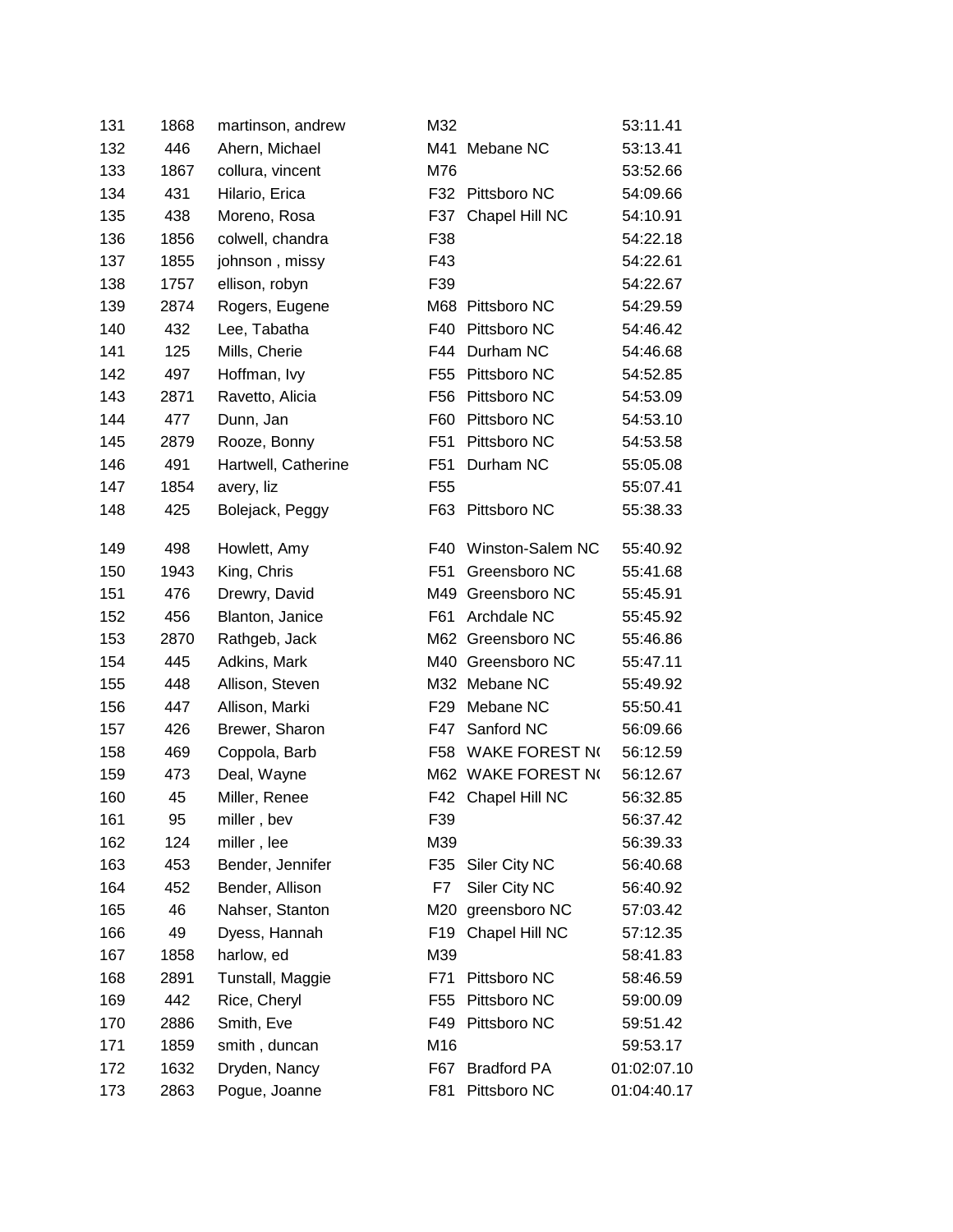| | | | | | |
|---|---|---|---|---|---|
| 131 | 1868 | martinson, andrew | M32 | | 53:11.41 |
| 132 | 446 | Ahern, Michael | M41 | Mebane NC | 53:13.41 |
| 133 | 1867 | collura, vincent | M76 | | 53:52.66 |
| 134 | 431 | Hilario, Erica | F32 | Pittsboro NC | 54:09.66 |
| 135 | 438 | Moreno, Rosa | F37 | Chapel Hill NC | 54:10.91 |
| 136 | 1856 | colwell, chandra | F38 | | 54:22.18 |
| 137 | 1855 | johnson , missy | F43 | | 54:22.61 |
| 138 | 1757 | ellison, robyn | F39 | | 54:22.67 |
| 139 | 2874 | Rogers, Eugene | M68 | Pittsboro NC | 54:29.59 |
| 140 | 432 | Lee, Tabatha | F40 | Pittsboro NC | 54:46.42 |
| 141 | 125 | Mills, Cherie | F44 | Durham NC | 54:46.68 |
| 142 | 497 | Hoffman, Ivy | F55 | Pittsboro NC | 54:52.85 |
| 143 | 2871 | Ravetto, Alicia | F56 | Pittsboro NC | 54:53.09 |
| 144 | 477 | Dunn, Jan | F60 | Pittsboro NC | 54:53.10 |
| 145 | 2879 | Rooze, Bonny | F51 | Pittsboro NC | 54:53.58 |
| 146 | 491 | Hartwell, Catherine | F51 | Durham NC | 55:05.08 |
| 147 | 1854 | avery, liz | F55 | | 55:07.41 |
| 148 | 425 | Bolejack, Peggy | F63 | Pittsboro NC | 55:38.33 |
| 149 | 498 | Howlett, Amy | F40 | Winston-Salem NC | 55:40.92 |
| 150 | 1943 | King, Chris | F51 | Greensboro NC | 55:41.68 |
| 151 | 476 | Drewry, David | M49 | Greensboro NC | 55:45.91 |
| 152 | 456 | Blanton, Janice | F61 | Archdale NC | 55:45.92 |
| 153 | 2870 | Rathgeb, Jack | M62 | Greensboro NC | 55:46.86 |
| 154 | 445 | Adkins, Mark | M40 | Greensboro NC | 55:47.11 |
| 155 | 448 | Allison, Steven | M32 | Mebane NC | 55:49.92 |
| 156 | 447 | Allison, Marki | F29 | Mebane NC | 55:50.41 |
| 157 | 426 | Brewer, Sharon | F47 | Sanford NC | 56:09.66 |
| 158 | 469 | Coppola, Barb | F58 | WAKE FOREST NC | 56:12.59 |
| 159 | 473 | Deal, Wayne | M62 | WAKE FOREST NC | 56:12.67 |
| 160 | 45 | Miller, Renee | F42 | Chapel Hill NC | 56:32.85 |
| 161 | 95 | miller , bev | F39 | | 56:37.42 |
| 162 | 124 | miller , lee | M39 | | 56:39.33 |
| 163 | 453 | Bender, Jennifer | F35 | Siler City NC | 56:40.68 |
| 164 | 452 | Bender, Allison | F7 | Siler City NC | 56:40.92 |
| 165 | 46 | Nahser, Stanton | M20 | greensboro NC | 57:03.42 |
| 166 | 49 | Dyess, Hannah | F19 | Chapel Hill NC | 57:12.35 |
| 167 | 1858 | harlow, ed | M39 | | 58:41.83 |
| 168 | 2891 | Tunstall, Maggie | F71 | Pittsboro NC | 58:46.59 |
| 169 | 442 | Rice, Cheryl | F55 | Pittsboro NC | 59:00.09 |
| 170 | 2886 | Smith, Eve | F49 | Pittsboro NC | 59:51.42 |
| 171 | 1859 | smith , duncan | M16 | | 59:53.17 |
| 172 | 1632 | Dryden, Nancy | F67 | Bradford PA | 01:02:07.10 |
| 173 | 2863 | Pogue, Joanne | F81 | Pittsboro NC | 01:04:40.17 |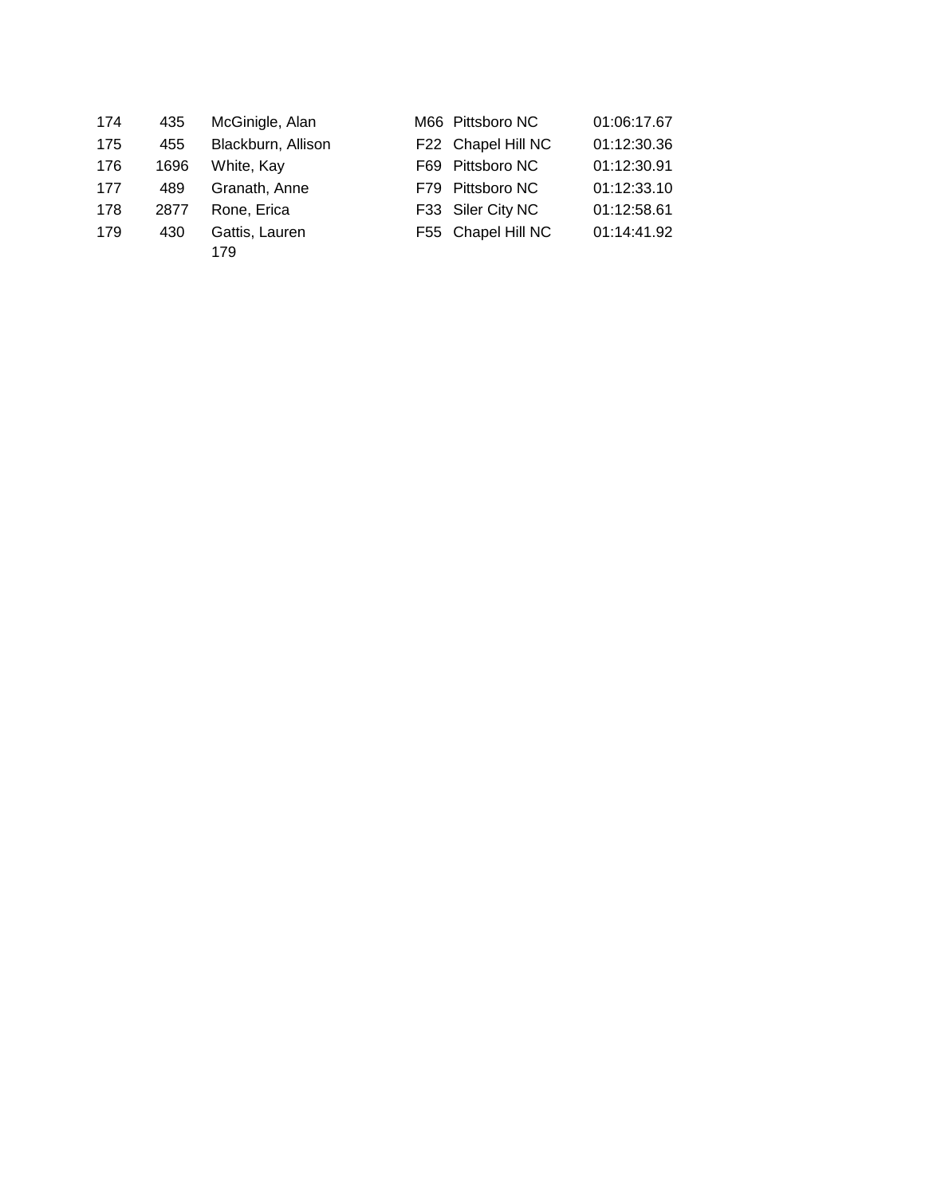| | | | | | |
|---|---|---|---|---|---|
| 174 | 435 | McGinigle, Alan | M66 | Pittsboro NC | 01:06:17.67 |
| 175 | 455 | Blackburn, Allison | F22 | Chapel Hill NC | 01:12:30.36 |
| 176 | 1696 | White, Kay | F69 | Pittsboro NC | 01:12:30.91 |
| 177 | 489 | Granath, Anne | F79 | Pittsboro NC | 01:12:33.10 |
| 178 | 2877 | Rone, Erica | F33 | Siler City NC | 01:12:58.61 |
| 179 | 430 | Gattis, Lauren | F55 | Chapel Hill NC | 01:14:41.92 |
| | | 179 | | | |